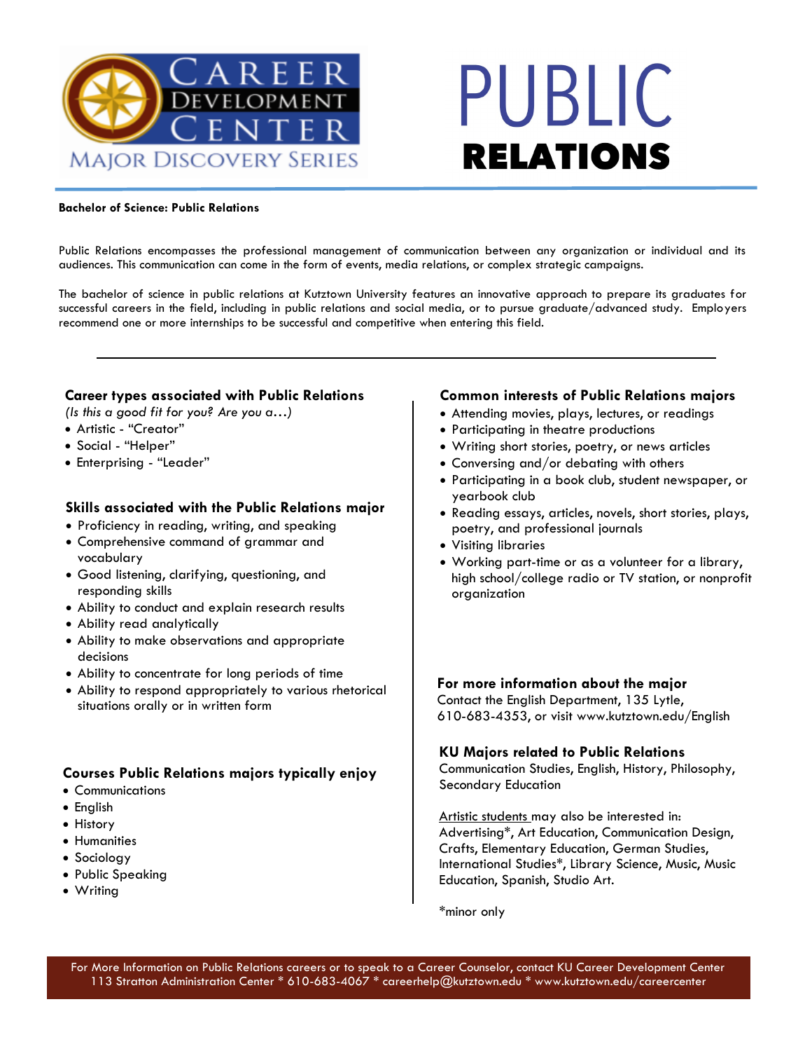Career Development Center — Major Discovery Series

# PUBLIC RELATIONS

**Bachelor of Science: Public Relations**

Public Relations encompasses the professional management of communication between any organization or individual and its audiences. This communication can come in the form of events, media relations, or complex strategic campaigns.

The bachelor of science in public relations at Kutztown University features an innovative approach to prepare its graduates for successful careers in the field, including in public relations and social media, or to pursue graduate/advanced study. Employers recommend one or more internships to be successful and competitive when entering this field.

---

### Career types associated with Public Relations

*(Is this a good fit for you? Are you a…)*

- Artistic - "Creator"
- Social - "Helper"
- Enterprising - "Leader"

### Skills associated with the Public Relations major

- Proficiency in reading, writing, and speaking
- Comprehensive command of grammar and vocabulary
- Good listening, clarifying, questioning, and responding skills
- Ability to conduct and explain research results
- Ability read analytically
- Ability to make observations and appropriate decisions
- Ability to concentrate for long periods of time
- Ability to respond appropriately to various rhetorical situations orally or in written form

### Courses Public Relations majors typically enjoy

- Communications
- English
- History
- Humanities
- Sociology
- Public Speaking
- Writing

### Common interests of Public Relations majors

- Attending movies, plays, lectures, or readings
- Participating in theatre productions
- Writing short stories, poetry, or news articles
- Conversing and/or debating with others
- Participating in a book club, student newspaper, or yearbook club
- Reading essays, articles, novels, short stories, plays, poetry, and professional journals
- Visiting libraries
- Working part-time or as a volunteer for a library, high school/college radio or TV station, or nonprofit organization

### For more information about the major

Contact the English Department, 135 Lytle, 610-683-4353, or visit www.kutztown.edu/English

### KU Majors related to Public Relations

Communication Studies, English, History, Philosophy, Secondary Education

Artistic students may also be interested in: Advertising*, Art Education, Communication Design, Crafts, Elementary Education, German Studies, International Studies*, Library Science, Music, Music Education, Spanish, Studio Art.

*minor only

For More Information on Public Relations careers or to speak to a Career Counselor, contact KU Career Development Center 113 Stratton Administration Center * 610-683-4067 * careerhelp@kutztown.edu * www.kutztown.edu/careercenter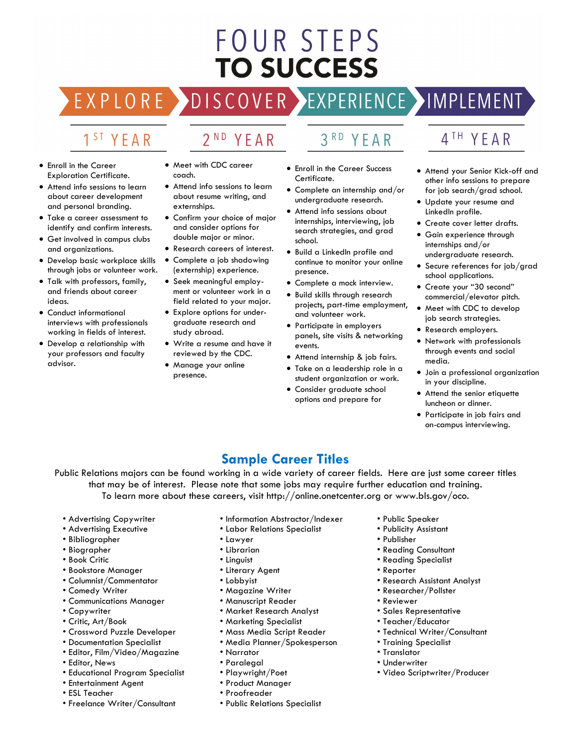# FOUR STEPS TO SUCCESS

EXPLORE | DISCOVER | EXPERIENCE | IMPLEMENT

## 1ST YEAR

- Enroll in the Career Exploration Certificate.
- Attend info sessions to learn about career development and personal branding.
- Take a career assessment to identify and confirm interests.
- Get involved in campus clubs and organizations.
- Develop basic workplace skills through jobs or volunteer work.
- Talk with professors, family, and friends about career ideas.
- Conduct informational interviews with professionals working in fields of interest.
- Develop a relationship with your professors and faculty advisor.

## 2ND YEAR

- Meet with CDC career coach.
- Attend info sessions to learn about resume writing, and externships.
- Confirm your choice of major and consider options for double major or minor.
- Research careers of interest.
- Complete a job shadowing (externship) experience.
- Seek meaningful employment or volunteer work in a field related to your major.
- Explore options for undergraduate research and study abroad.
- Write a resume and have it reviewed by the CDC.
- Manage your online presence.

## 3RD YEAR

- Enroll in the Career Success Certificate.
- Complete an internship and/or undergraduate research.
- Attend info sessions about internships, interviewing, job search strategies, and grad school.
- Build a LinkedIn profile and continue to monitor your online presence.
- Complete a mock interview.
- Build skills through research projects, part-time employment, and volunteer work.
- Participate in employers panels, site visits & networking events.
- Attend internship & job fairs.
- Take on a leadership role in a student organization or work.
- Consider graduate school options and prepare for

## 4TH YEAR

- Attend your Senior Kick-off and other info sessions to prepare for job search/grad school.
- Update your resume and LinkedIn profile.
- Create cover letter drafts.
- Gain experience through internships and/or undergraduate research.
- Secure references for job/grad school applications.
- Create your "30 second" commercial/elevator pitch.
- Meet with CDC to develop job search strategies.
- Research employers.
- Network with professionals through events and social media.
- Join a professional organization in your discipline.
- Attend the senior etiquette luncheon or dinner.
- Participate in job fairs and on-campus interviewing.

## Sample Career Titles

Public Relations majors can be found working in a wide variety of career fields. Here are just some career titles that may be of interest. Please note that some jobs may require further education and training. To learn more about these careers, visit http://online.onetcenter.org or www.bls.gov/oco.

- Advertising Copywriter
- Advertising Executive
- Bibliographer
- Biographer
- Book Critic
- Bookstore Manager
- Columnist/Commentator
- Comedy Writer
- Communications Manager
- Copywriter
- Critic, Art/Book
- Crossword Puzzle Developer
- Documentation Specialist
- Editor, Film/Video/Magazine
- Editor, News
- Educational Program Specialist
- Entertainment Agent
- ESL Teacher
- Freelance Writer/Consultant
- Information Abstractor/Indexer
- Labor Relations Specialist
- Lawyer
- Librarian
- Linguist
- Literary Agent
- Lobbyist
- Magazine Writer
- Manuscript Reader
- Market Research Analyst
- Marketing Specialist
- Mass Media Script Reader
- Media Planner/Spokesperson
- Narrator
- Paralegal
- Playwright/Poet
- Product Manager
- Proofreader
- Public Relations Specialist
- Public Speaker
- Publicity Assistant
- Publisher
- Reading Consultant
- Reading Specialist
- Reporter
- Research Assistant Analyst
- Researcher/Pollster
- Reviewer
- Sales Representative
- Teacher/Educator
- Technical Writer/Consultant
- Training Specialist
- Translator
- Underwriter
- Video Scriptwriter/Producer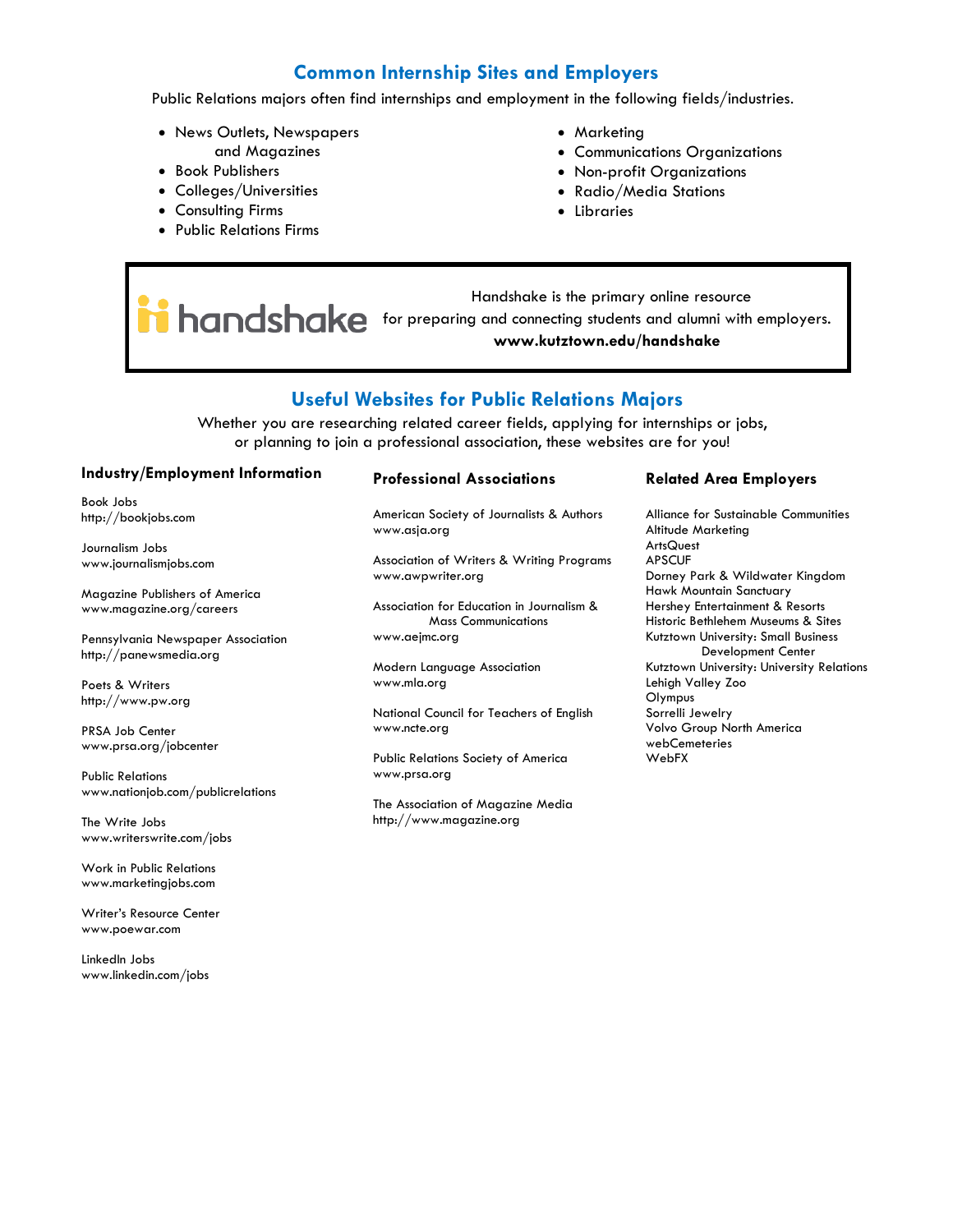## Common Internship Sites and Employers

Public Relations majors often find internships and employment in the following fields/industries.

- News Outlets, Newspapers and Magazines
- Book Publishers
- Colleges/Universities
- Consulting Firms
- Public Relations Firms
- Marketing
- Communications Organizations
- Non-profit Organizations
- Radio/Media Stations
- Libraries

handshake

Handshake is the primary online resource for preparing and connecting students and alumni with employers.
**www.kutztown.edu/handshake**

## Useful Websites for Public Relations Majors

Whether you are researching related career fields, applying for internships or jobs, or planning to join a professional association, these websites are for you!

### Industry/Employment Information

Book Jobs
http://bookjobs.com

Journalism Jobs
www.journalismjobs.com

Magazine Publishers of America
www.magazine.org/careers

Pennsylvania Newspaper Association
http://panewsmedia.org

Poets & Writers
http://www.pw.org

PRSA Job Center
www.prsa.org/jobcenter

Public Relations
www.nationjob.com/publicrelations

The Write Jobs
www.writerswrite.com/jobs

Work in Public Relations
www.marketingjobs.com

Writer's Resource Center
www.poewar.com

LinkedIn Jobs
www.linkedin.com/jobs

### Professional Associations

American Society of Journalists & Authors
www.asja.org

Association of Writers & Writing Programs
www.awpwriter.org

Association for Education in Journalism & Mass Communications
www.aejmc.org

Modern Language Association
www.mla.org

National Council for Teachers of English
www.ncte.org

Public Relations Society of America
www.prsa.org

The Association of Magazine Media
http://www.magazine.org

### Related Area Employers

Alliance for Sustainable Communities
Altitude Marketing
ArtsQuest
APSCUF
Dorney Park & Wildwater Kingdom
Hawk Mountain Sanctuary
Hershey Entertainment & Resorts
Historic Bethlehem Museums & Sites
Kutztown University: Small Business Development Center
Kutztown University: University Relations
Lehigh Valley Zoo
Olympus
Sorrelli Jewelry
Volvo Group North America
webCemeteries
WebFX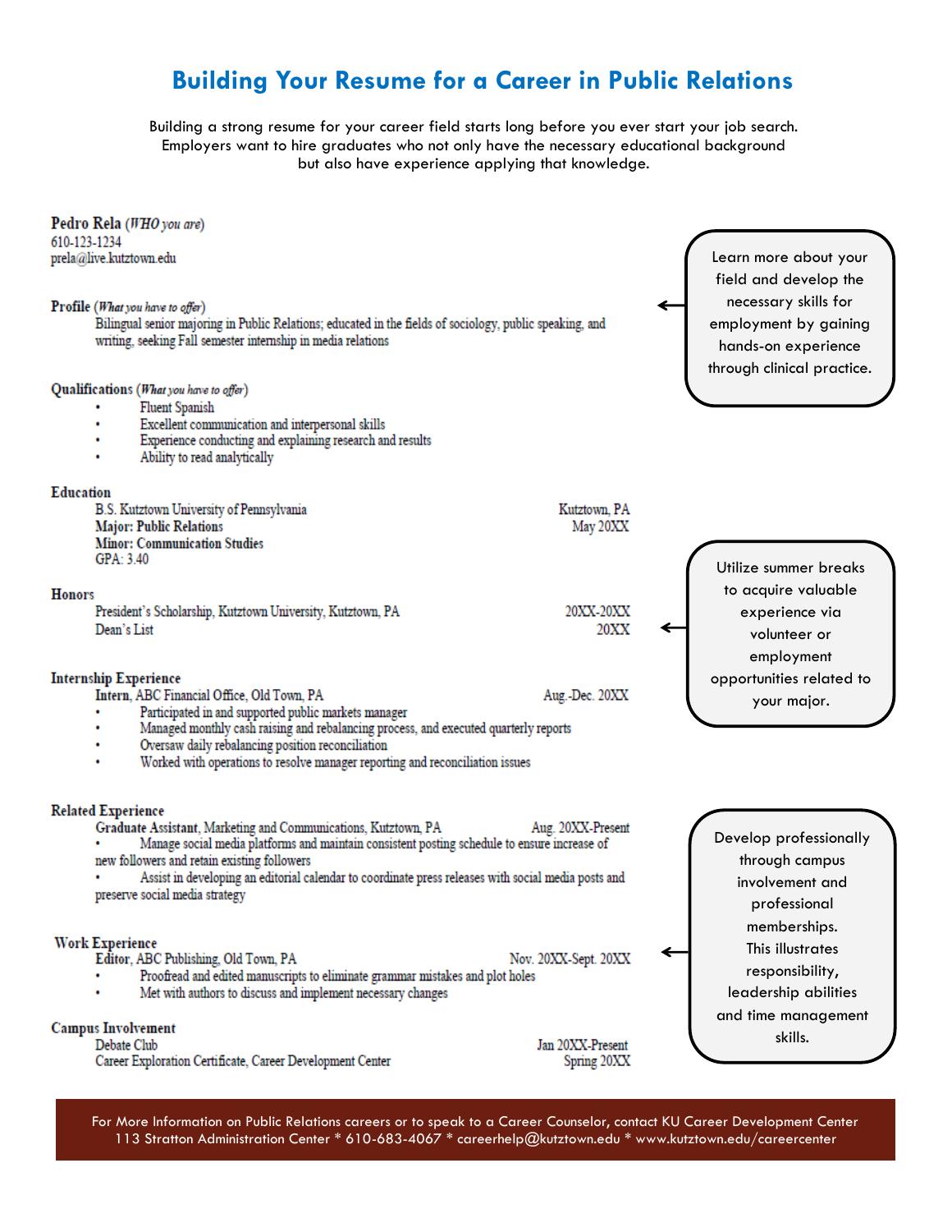# Building Your Resume for a Career in Public Relations

Building a strong resume for your career field starts long before you ever start your job search. Employers want to hire graduates who not only have the necessary educational background but also have experience applying that knowledge.

**Pedro Rela** (*WHO you are*)
610-123-1234
prela@live.kutztown.edu

**Profile** (*What you have to offer*)
Bilingual senior majoring in Public Relations; educated in the fields of sociology, public speaking, and writing, seeking Fall semester internship in media relations

> Learn more about your field and develop the necessary skills for employment by gaining hands-on experience through clinical practice.

**Qualifications** (*What you have to offer*)

- Fluent Spanish
- Excellent communication and interpersonal skills
- Experience conducting and explaining research and results
- Ability to read analytically

**Education**

B.S. Kutztown University of Pennsylvania — Kutztown, PA
**Major: Public Relations** — May 20XX
**Minor: Communication Studies**
GPA: 3.40

**Honors**

President's Scholarship, Kutztown University, Kutztown, PA — 20XX-20XX
Dean's List — 20XX

> Utilize summer breaks to acquire valuable experience via volunteer or employment opportunities related to your major.

**Internship Experience**

**Intern**, ABC Financial Office, Old Town, PA — Aug.-Dec. 20XX

- Participated in and supported public markets manager
- Managed monthly cash raising and rebalancing process, and executed quarterly reports
- Oversaw daily rebalancing position reconciliation
- Worked with operations to resolve manager reporting and reconciliation issues

**Related Experience**

**Graduate Assistant**, Marketing and Communications, Kutztown, PA — Aug. 20XX-Present

- Manage social media platforms and maintain consistent posting schedule to ensure increase of new followers and retain existing followers
- Assist in developing an editorial calendar to coordinate press releases with social media posts and preserve social media strategy

**Work Experience**

**Editor**, ABC Publishing, Old Town, PA — Nov. 20XX-Sept. 20XX

- Proofread and edited manuscripts to eliminate grammar mistakes and plot holes
- Met with authors to discuss and implement necessary changes

> Develop professionally through campus involvement and professional memberships. This illustrates responsibility, leadership abilities and time management skills.

**Campus Involvement**

Debate Club — Jan 20XX-Present
Career Exploration Certificate, Career Development Center — Spring 20XX

For More Information on Public Relations careers or to speak to a Career Counselor, contact KU Career Development Center
113 Stratton Administration Center * 610-683-4067 * careerhelp@kutztown.edu * www.kutztown.edu/careercenter